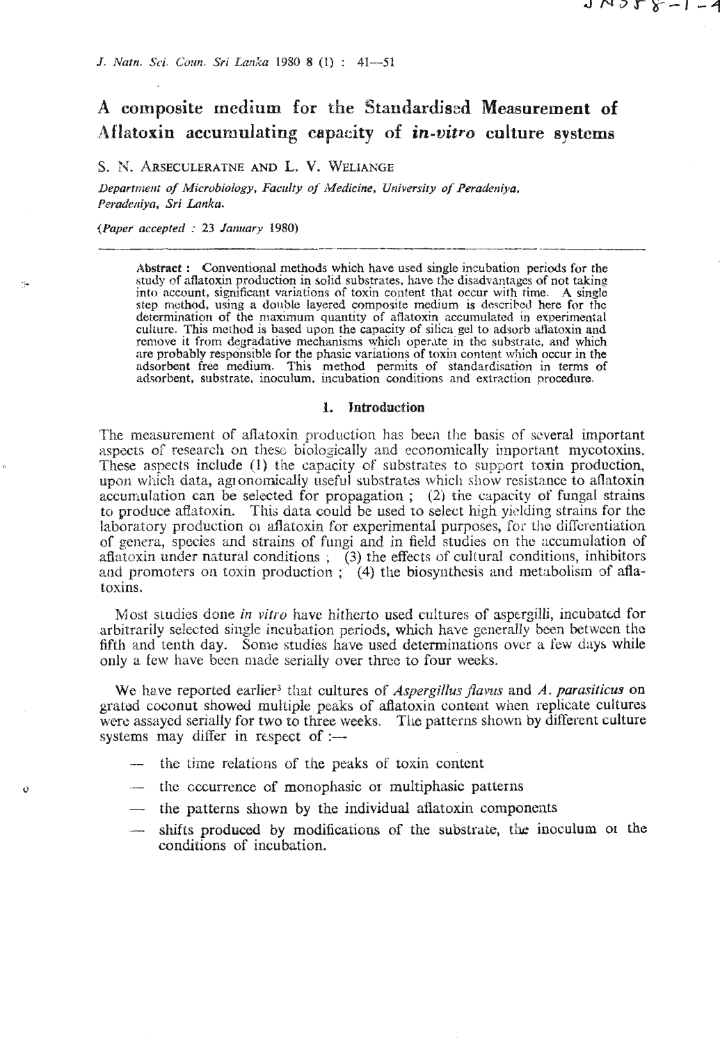# A composite medium for the Standardised Measurement of Aflatoxin accumulating capacity of *in-vitro* culture systems

S. N. ARSECULERATNE AND L. V. WELIANGE

*Department of Microbiology, Faculty of Medicine, University of Peradeniya, Peradeniya, Sri Lanka.*

*(Paper accepted : 23 January 1980)*

**Abstract :** Conventional methods which have used single incubation periods for the study of aflatoxin production in solid substrates, have the disadvantages of not taking into account, significant variations of toxin content that occur with time. A single step method, using a double layered composite medium is described here for the determination of the maximum quantity of aflatoxin accumulated in experimental culture. This method is based upon the capacity of silica gel to adsorb aflatoxin and remove it from degradative mechanisms which operate in the substrate, and which are probably responsible for the phasic variations of toxin content which occur in the adsorbent free medium. This method permits of standardisation in terms of adsorbent, substrate, inoculum, incubation conditions and extraction procedure.

## 1. Introduction

The measurement of aflatoxin production has been the basis of several important aspects of research on these biologically and economically important mycotoxins. These aspects include (1) the capacity of substrates to support toxin production, upon which data, agronomically useful substrates which show resistance to aflatoxin accumulation can be selected for propagation ; (2) the capacity of fungal strains to produce aflatoxin. This data could be used to select high yielding strains for the laboratory production of aflatoxin for experimental purposes, for the differentiation of genera, species and strains of fungi and in field studies on the accumulation of aflatoxin under natural conditions ; (3) the effects of cultural conditions, inhibitors and promoters on toxin production ; (4) the biosynthesis and metabolism of aflatoxins.

Most studies done *in vitro* have hitherto used cultures of aspergilli, incubated for arbitrarily selected single incubation periods, which have generally been between the fifth and tenth day. Some studies have used determinations over a few days while only a few have been made serially over three to four weeks.

We have reported earlier[3] that cultures of *Aspergillus flavus* and *A. parasiticus* on grated coconut showed multiple peaks of aflatoxin content when replicate cultures were assayed serially for two to three weeks. The patterns shown by different culture systems may differ in respect of :—

- the time relations of the peaks of toxin content
- the occurrence of monophasic or multiphasic patterns
- the patterns shown by the individual aflatoxin components
- shifts produced by modifications of the substrate, the inoculum or the conditions of incubation.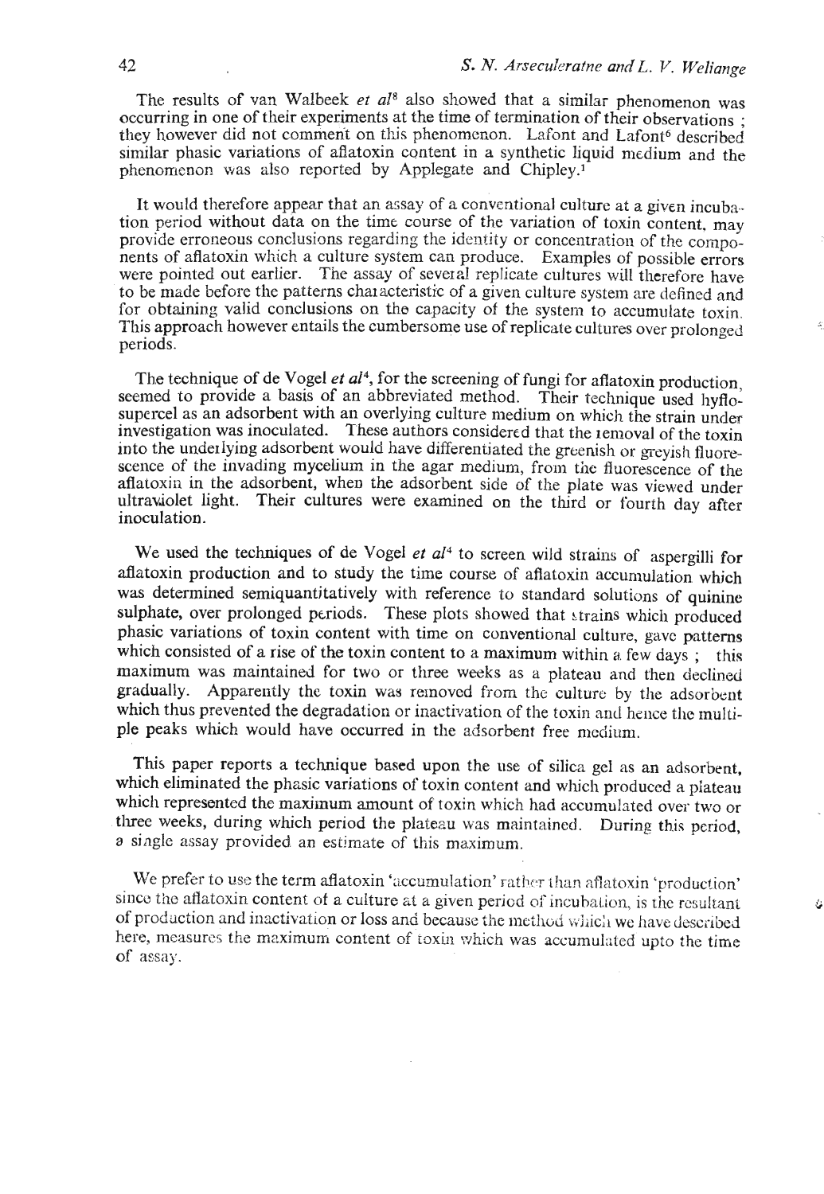The results of van Walbeek *et al*[8] also showed that a similar phenomenon was occurring in one of their experiments at the time of termination of their observations ; they however did not comment on this phenomenon. Lafont and Lafont[6] described similar phasic variations of aflatoxin content in a synthetic liquid medium and the phenomenon was also reported by Applegate and Chipley.[1]

It would therefore appear that an assay of a conventional culture at a given incubation period without data on the time course of the variation of toxin content, may provide erroneous conclusions regarding the identity or concentration of the components of aflatoxin which a culture system can produce. Examples of possible errors were pointed out earlier. The assay of several replicate cultures will therefore have to be made before the patterns characteristic of a given culture system are defined and for obtaining valid conclusions on the capacity of the system to accumulate toxin. This approach however entails the cumbersome use of replicate cultures over prolonged periods.

The technique of de Vogel *et al*[4], for the screening of fungi for aflatoxin production, seemed to provide a basis of an abbreviated method. Their technique used hyflosupercel as an adsorbent with an overlying culture medium on which the strain under investigation was inoculated. These authors considered that the removal of the toxin into the underlying adsorbent would have differentiated the greenish or greyish fluorescence of the invading mycelium in the agar medium, from the fluorescence of the aflatoxin in the adsorbent, when the adsorbent side of the plate was viewed under ultraviolet light. Their cultures were examined on the third or fourth day after inoculation.

We used the techniques of de Vogel *et al*[4] to screen wild strains of aspergilli for aflatoxin production and to study the time course of aflatoxin accumulation which was determined semiquantitatively with reference to standard solutions of quinine sulphate, over prolonged periods. These plots showed that strains which produced phasic variations of toxin content with time on conventional culture, gave patterns which consisted of a rise of the toxin content to a maximum within a few days ; this maximum was maintained for two or three weeks as a plateau and then declined gradually. Apparently the toxin was removed from the culture by the adsorbent which thus prevented the degradation or inactivation of the toxin and hence the multiple peaks which would have occurred in the adsorbent free medium.

This paper reports a technique based upon the use of silica gel as an adsorbent, which eliminated the phasic variations of toxin content and which produced a plateau which represented the maximum amount of toxin which had accumulated over two or three weeks, during which period the plateau was maintained. During this period, a single assay provided an estimate of this maximum.

We prefer to use the term aflatoxin 'accumulation' rather than aflatoxin 'production' since the aflatoxin content of a culture at a given period of incubation, is the resultant of production and inactivation or loss and because the method which we have described here, measures the maximum content of toxin which was accumulated upto the time of assay.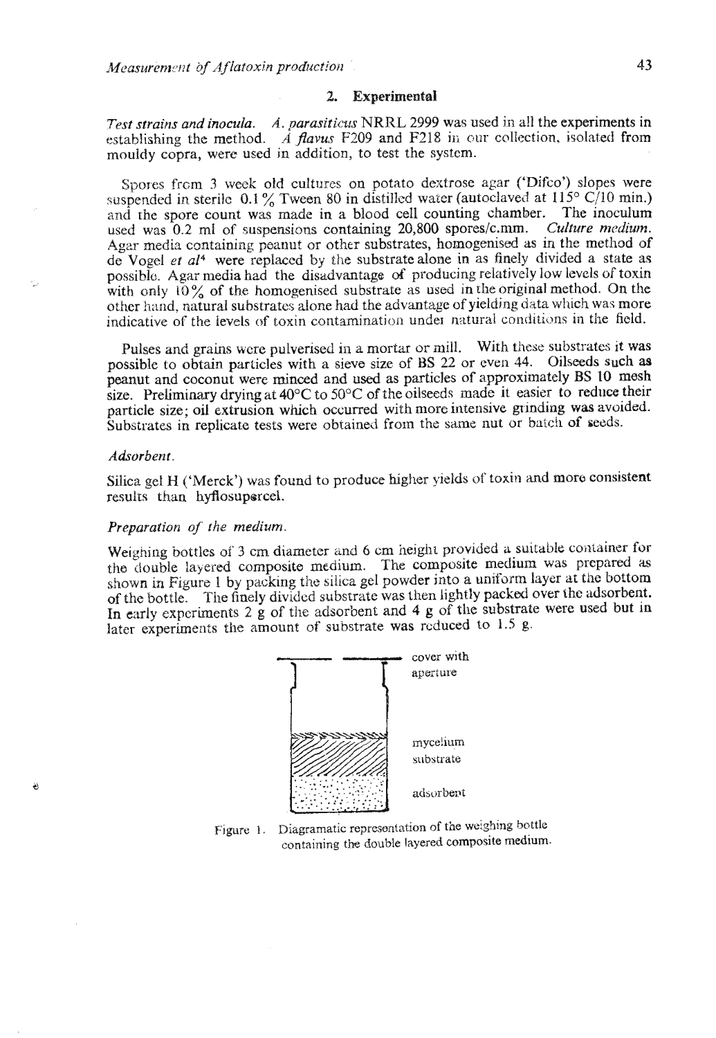## 2. Experimental

*Test strains and inocula.* *A. parasiticus* NRRL 2999 was used in all the experiments in establishing the method. *A flavus* F209 and F218 in our collection, isolated from mouldy copra, were used in addition, to test the system.

Spores from 3 week old cultures on potato dextrose agar ('Difco') slopes were suspended in sterile 0.1 % Tween 80 in distilled water (autoclaved at 115° C/10 min.) and the spore count was made in a blood cell counting chamber. The inoculum used was 0.2 ml of suspensions containing 20,800 spores/c.mm. *Culture medium.* Agar media containing peanut or other substrates, homogenised as in the method of de Vogel *et al*[4] were replaced by the substrate alone in as finely divided a state as possible. Agar media had the disadvantage of producing relatively low levels of toxin with only 10 % of the homogenised substrate as used in the original method. On the other hand, natural substrates alone had the advantage of yielding data which was more indicative of the levels of toxin contamination under natural conditions in the field.

Pulses and grains were pulverised in a mortar or mill. With these substrates it was possible to obtain particles with a sieve size of BS 22 or even 44. Oilseeds such as peanut and coconut were minced and used as particles of approximately BS 10 mesh size. Preliminary drying at 40°C to 50°C of the oilseeds made it easier to reduce their particle size; oil extrusion which occurred with more intensive grinding was avoided. Substrates in replicate tests were obtained from the same nut or batch of seeds.

### *Adsorbent.*

Silica gel H ('Merck') was found to produce higher yields of toxin and more consistent results than hyflosupercel.

### *Preparation of the medium.*

Weighing bottles of 3 cm diameter and 6 cm height provided a suitable container for the double layered composite medium. The composite medium was prepared as shown in Figure 1 by packing the silica gel powder into a uniform layer at the bottom of the bottle. The finely divided substrate was then lightly packed over the adsorbent. In early experiments 2 g of the adsorbent and 4 g of the substrate were used but in later experiments the amount of substrate was reduced to 1.5 g.

cover with aperture

mycelium

substrate

adsorbent

Figure 1. Diagramatic representation of the weighing bottle containing the double layered composite medium.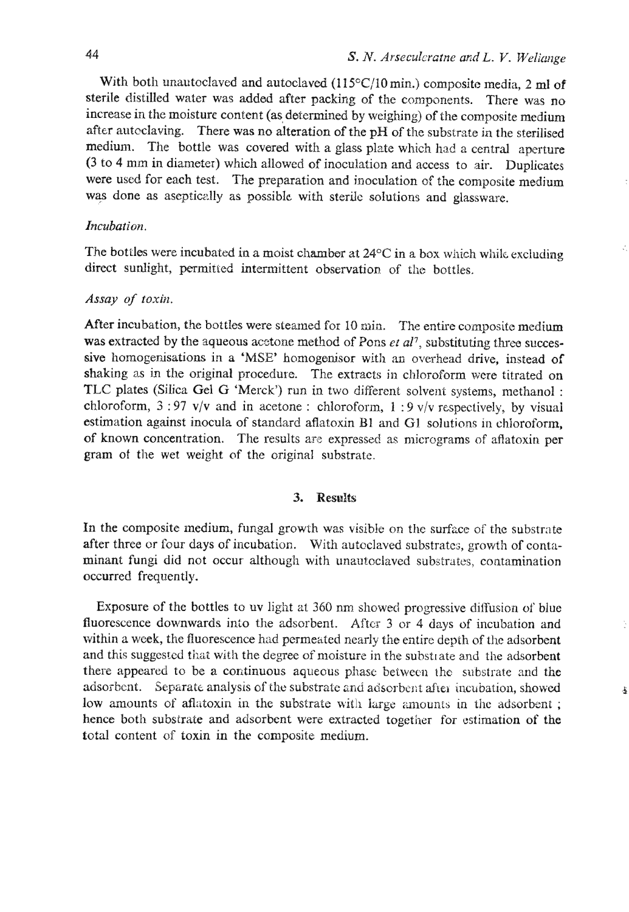With both unautoclaved and autoclaved (115°C/10 min.) composite media, 2 ml of sterile distilled water was added after packing of the components. There was no increase in the moisture content (as determined by weighing) of the composite medium after autoclaving. There was no alteration of the pH of the substrate in the sterilised medium. The bottle was covered with a glass plate which had a central aperture (3 to 4 mm in diameter) which allowed of inoculation and access to air. Duplicates were used for each test. The preparation and inoculation of the composite medium was done as aseptically as possible with sterile solutions and glassware.

*Incubation.*

The bottles were incubated in a moist chamber at 24°C in a box which while excluding direct sunlight, permitted intermittent observation of the bottles.

*Assay of toxin.*

After incubation, the bottles were steamed for 10 min. The entire composite medium was extracted by the aqueous acetone method of Pons *et al*[7], substituting three successive homogenisations in a 'MSE' homogenisor with an overhead drive, instead of shaking as in the original procedure. The extracts in chloroform were titrated on TLC plates (Silica Gel G 'Merck') run in two different solvent systems, methanol : chloroform, 3 : 97 v/v and in acetone : chloroform, 1 : 9 v/v respectively, by visual estimation against inocula of standard aflatoxin B1 and G1 solutions in chloroform, of known concentration. The results are expressed as micrograms of aflatoxin per gram of the wet weight of the original substrate.

## 3. Results

In the composite medium, fungal growth was visible on the surface of the substrate after three or four days of incubation. With autoclaved substrates, growth of contaminant fungi did not occur although with unautoclaved substrates, contamination occurred frequently.

Exposure of the bottles to uv light at 360 nm showed progressive diffusion of blue fluorescence downwards into the adsorbent. After 3 or 4 days of incubation and within a week, the fluorescence had permeated nearly the entire depth of the adsorbent and this suggested that with the degree of moisture in the substrate and the adsorbent there appeared to be a continuous aqueous phase between the substrate and the adsorbent. Separate analysis of the substrate and adsorbent after incubation, showed low amounts of aflatoxin in the substrate with large amounts in the adsorbent ; hence both substrate and adsorbent were extracted together for estimation of the total content of toxin in the composite medium.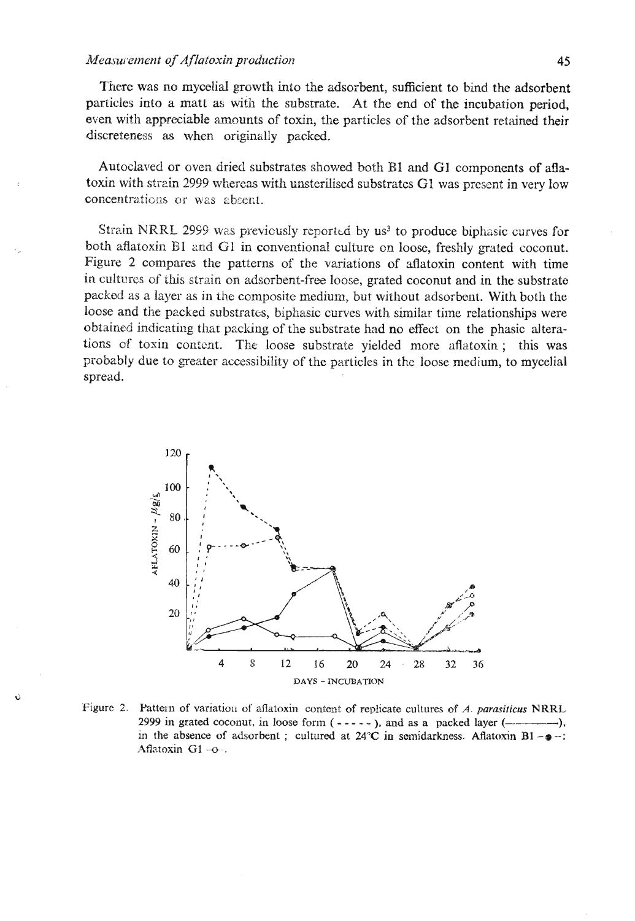There was no mycelial growth into the adsorbent, sufficient to bind the adsorbent particles into a matt as with the substrate. At the end of the incubation period, even with appreciable amounts of toxin, the particles of the adsorbent retained their discreteness as when originally packed.

Autoclaved or oven dried substrates showed both B1 and G1 components of aflatoxin with strain 2999 whereas with unsterilised substrates G1 was present in very low concentrations or was absent.

Strain NRRL 2999 was previously reported by us[3] to produce biphasic curves for both aflatoxin B1 and G1 in conventional culture on loose, freshly grated coconut. Figure 2 compares the patterns of the variations of aflatoxin content with time in cultures of this strain on adsorbent-free loose, grated coconut and in the substrate packed as a layer as in the composite medium, but without adsorbent. With both the loose and the packed substrates, biphasic curves with similar time relationships were obtained indicating that packing of the substrate had no effect on the phasic alterations of toxin content. The loose substrate yielded more aflatoxin ; this was probably due to greater accessibility of the particles in the loose medium, to mycelial spread.

Figure 2. Pattern of variation of aflatoxin content of replicate cultures of *A. parasiticus* NRRL 2999 in grated coconut, in loose form ( - - - - - ), and as a packed layer (————), in the absence of adsorbent ; cultured at 24°C in semidarkness. Aflatoxin B1 –●–: Aflatoxin G1 –o–.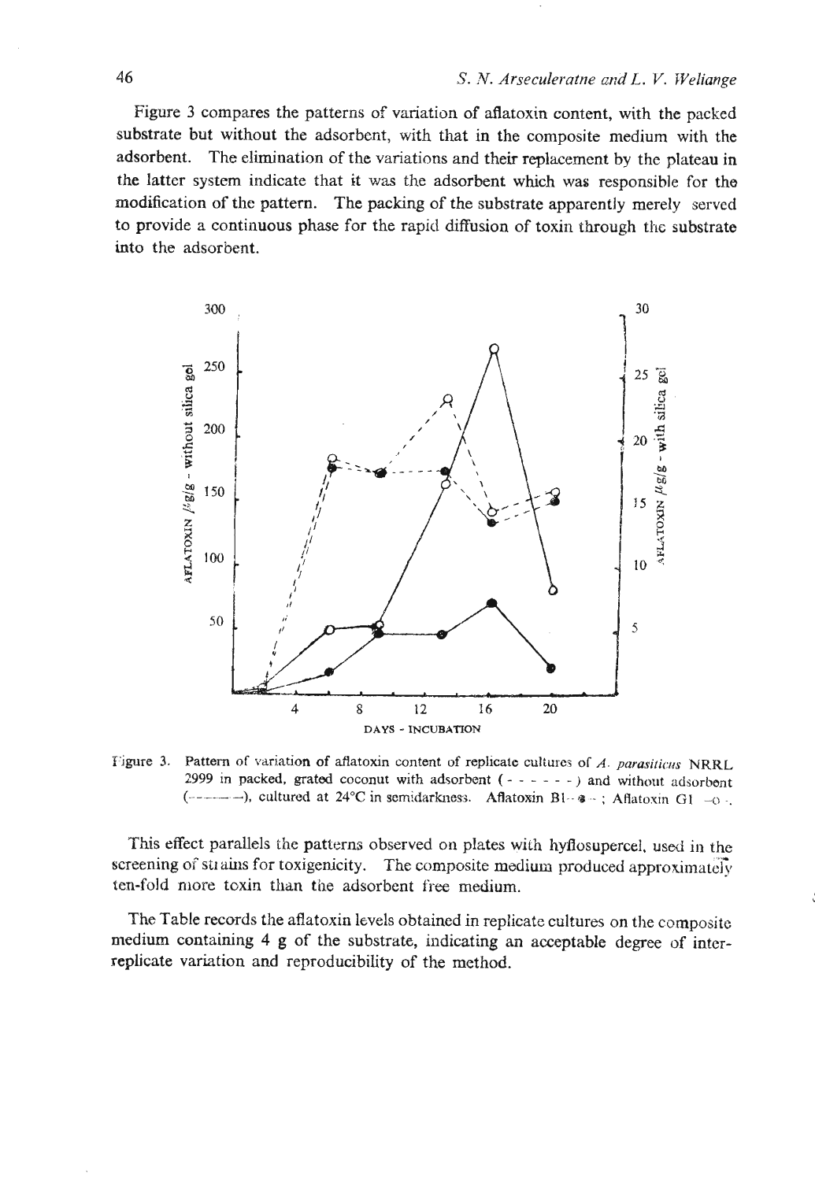Figure 3 compares the patterns of variation of aflatoxin content, with the packed substrate but without the adsorbent, with that in the composite medium with the adsorbent. The elimination of the variations and their replacement by the plateau in the latter system indicate that it was the adsorbent which was responsible for the modification of the pattern. The packing of the substrate apparently merely served to provide a continuous phase for the rapid diffusion of toxin through the substrate into the adsorbent.

Figure 3. Pattern of variation of aflatoxin content of replicate cultures of *A. parasiticus* NRRL 2999 in packed, grated coconut with adsorbent (- - - - - -) and without adsorbent (———), cultured at 24°C in semidarkness. Aflatoxin B1 -●-; Aflatoxin G1 -○-.

This effect parallels the patterns observed on plates with hyflosupercel, used in the screening of strains for toxigenicity. The composite medium produced approximately ten-fold more toxin than the adsorbent free medium.

The Table records the aflatoxin levels obtained in replicate cultures on the composite medium containing 4 g of the substrate, indicating an acceptable degree of inter-replicate variation and reproducibility of the method.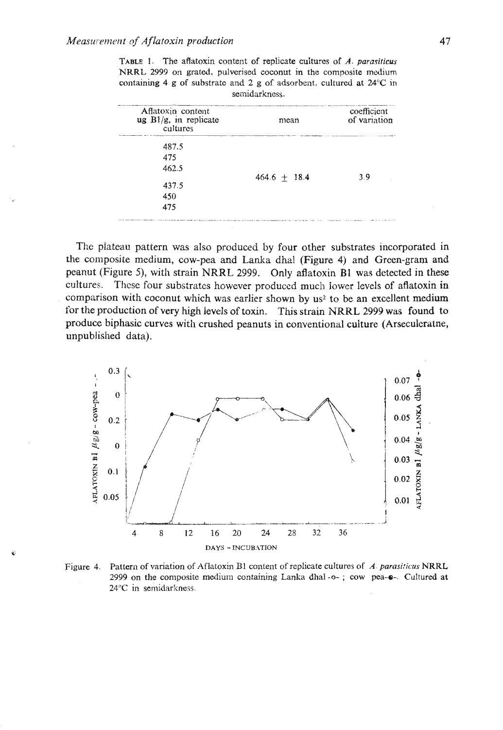TABLE 1. The aflatoxin content of replicate cultures of *A. parasiticus* NRRL 2999 on grated, pulverised coconut in the composite medium containing 4 g of substrate and 2 g of adsorbent, cultured at 24°C in semidarkness.

| Aflatoxin content ug B1/g, in replicate cultures | mean | coefficient of variation |
|---|---|---|
| 487.5 | | |
| 475 | | |
| 462.5 | | |
| 437.5 | $464.6 \pm 18.4$ | 3.9 |
| 450 | | |
| 475 | | |

The plateau pattern was also produced by four other substrates incorporated in the composite medium, cow-pea and Lanka dhal (Figure 4) and Green-gram and peanut (Figure 5), with strain NRRL 2999. Only aflatoxin B1 was detected in these cultures. These four substrates however produced much lower levels of aflatoxin in comparison with coconut which was earlier shown by us[2] to be an excellent medium for the production of very high levels of toxin. This strain NRRL 2999 was found to produce biphasic curves with crushed peanuts in conventional culture (Arseculeratne, unpublished data).

Figure 4. Pattern of variation of Aflatoxin B1 content of replicate cultures of *A. parasiticus* NRRL 2999 on the composite medium containing Lanka dhal -o- ; cow pea-●-. Cultured at 24°C in semidarkness.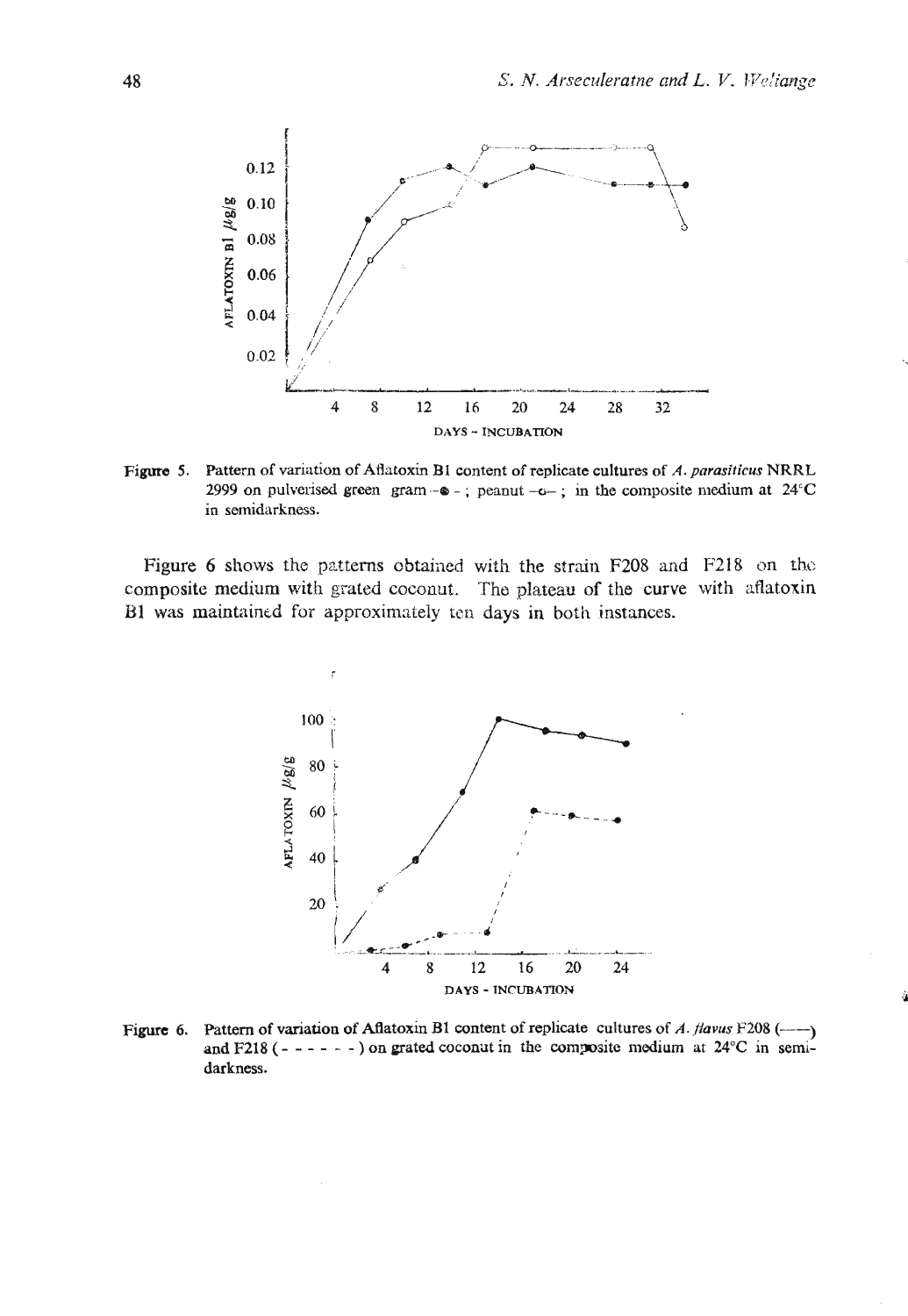Figure 5. Pattern of variation of Aflatoxin B1 content of replicate cultures of *A. parasiticus* NRRL 2999 on pulverised green gram -●- ; peanut -○- ; in the composite medium at 24°C in semidarkness.

Figure 6 shows the patterns obtained with the strain F208 and F218 on the composite medium with grated coconut. The plateau of the curve with aflatoxin B1 was maintained for approximately ten days in both instances.

Figure 6. Pattern of variation of Aflatoxin B1 content of replicate cultures of *A. flavus* F208 (——) and F218 (- - - - - -) on grated coconut in the composite medium at 24°C in semi-darkness.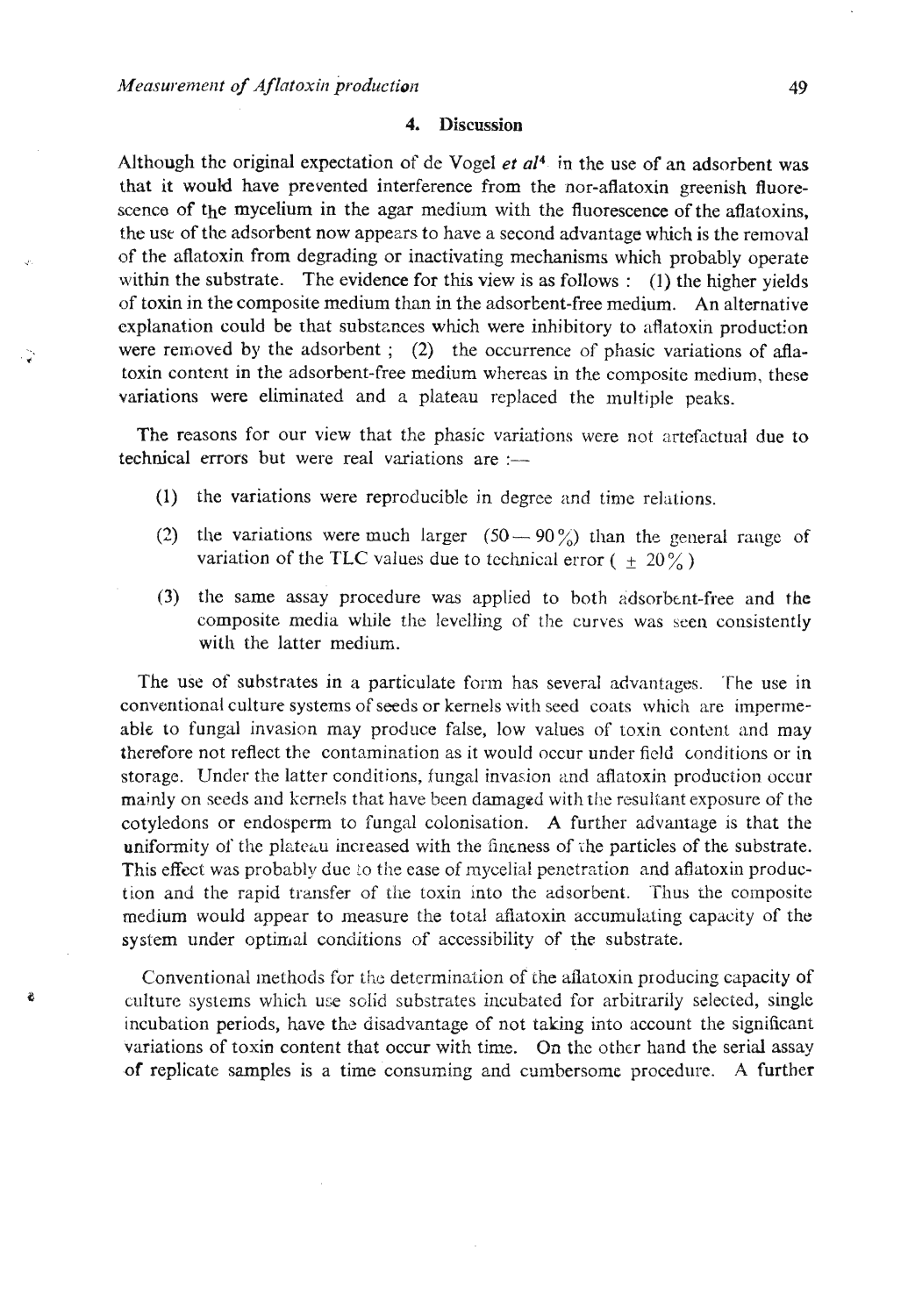## 4. Discussion

Although the original expectation of de Vogel *et al*[4] in the use of an adsorbent was that it would have prevented interference from the nor-aflatoxin greenish fluorescence of the mycelium in the agar medium with the fluorescence of the aflatoxins, the use of the adsorbent now appears to have a second advantage which is the removal of the aflatoxin from degrading or inactivating mechanisms which probably operate within the substrate. The evidence for this view is as follows : (1) the higher yields of toxin in the composite medium than in the adsorbent-free medium. An alternative explanation could be that substances which were inhibitory to aflatoxin production were removed by the adsorbent ; (2) the occurrence of phasic variations of aflatoxin content in the adsorbent-free medium whereas in the composite medium, these variations were eliminated and a plateau replaced the multiple peaks.

The reasons for our view that the phasic variations were not artefactual due to technical errors but were real variations are :—

(1) the variations were reproducible in degree and time relations.

(2) the variations were much larger (50 — 90%) than the general range of variation of the TLC values due to technical error ( $\pm$ 20% )

(3) the same assay procedure was applied to both adsorbent-free and the composite media while the levelling of the curves was seen consistently with the latter medium.

The use of substrates in a particulate form has several advantages. The use in conventional culture systems of seeds or kernels with seed coats which are impermeable to fungal invasion may produce false, low values of toxin content and may therefore not reflect the contamination as it would occur under field conditions or in storage. Under the latter conditions, fungal invasion and aflatoxin production occur mainly on seeds and kernels that have been damaged with the resultant exposure of the cotyledons or endosperm to fungal colonisation. A further advantage is that the uniformity of the plateau increased with the fineness of the particles of the substrate. This effect was probably due to the ease of mycelial penetration and aflatoxin production and the rapid transfer of the toxin into the adsorbent. Thus the composite medium would appear to measure the total aflatoxin accumulating capacity of the system under optimal conditions of accessibility of the substrate.

Conventional methods for the determination of the aflatoxin producing capacity of culture systems which use solid substrates incubated for arbitrarily selected, single incubation periods, have the disadvantage of not taking into account the significant variations of toxin content that occur with time. On the other hand the serial assay of replicate samples is a time consuming and cumbersome procedure. A further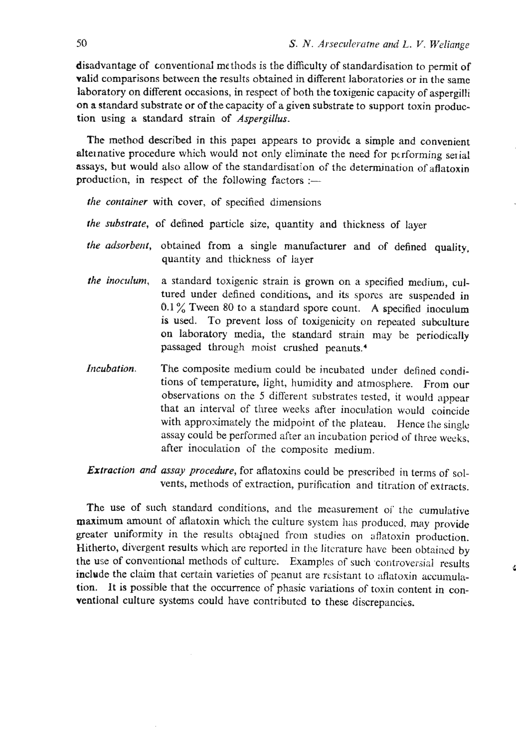disadvantage of conventional methods is the difficulty of standardisation to permit of valid comparisons between the results obtained in different laboratories or in the same laboratory on different occasions, in respect of both the toxigenic capacity of aspergilli on a standard substrate or of the capacity of a given substrate to support toxin production using a standard strain of *Aspergillus*.

The method described in this paper appears to provide a simple and convenient alternative procedure which would not only eliminate the need for performing serial assays, but would also allow of the standardisation of the determination of aflatoxin production, in respect of the following factors :—

*the container* with cover, of specified dimensions

*the substrate*, of defined particle size, quantity and thickness of layer

*the adsorbent*, obtained from a single manufacturer and of defined quality, quantity and thickness of layer

*the inoculum*, a standard toxigenic strain is grown on a specified medium, cultured under defined conditions, and its spores are suspended in 0.1% Tween 80 to a standard spore count. A specified inoculum is used. To prevent loss of toxigenicity on repeated subculture on laboratory media, the standard strain may be periodically passaged through moist crushed peanuts.[4]

*Incubation.* The composite medium could be incubated under defined conditions of temperature, light, humidity and atmosphere. From our observations on the 5 different substrates tested, it would appear that an interval of three weeks after inoculation would coincide with approximately the midpoint of the plateau. Hence the single assay could be performed after an incubation period of three weeks, after inoculation of the composite medium.

***Extraction and assay procedure***, for aflatoxins could be prescribed in terms of solvents, methods of extraction, purification and titration of extracts.

The use of such standard conditions, and the measurement of the cumulative maximum amount of aflatoxin which the culture system has produced, may provide greater uniformity in the results obtained from studies on aflatoxin production. Hitherto, divergent results which are reported in the literature have been obtained by the use of conventional methods of culture. Examples of such controversial results include the claim that certain varieties of peanut are resistant to aflatoxin accumulation. It is possible that the occurrence of phasic variations of toxin content in conventional culture systems could have contributed to these discrepancies.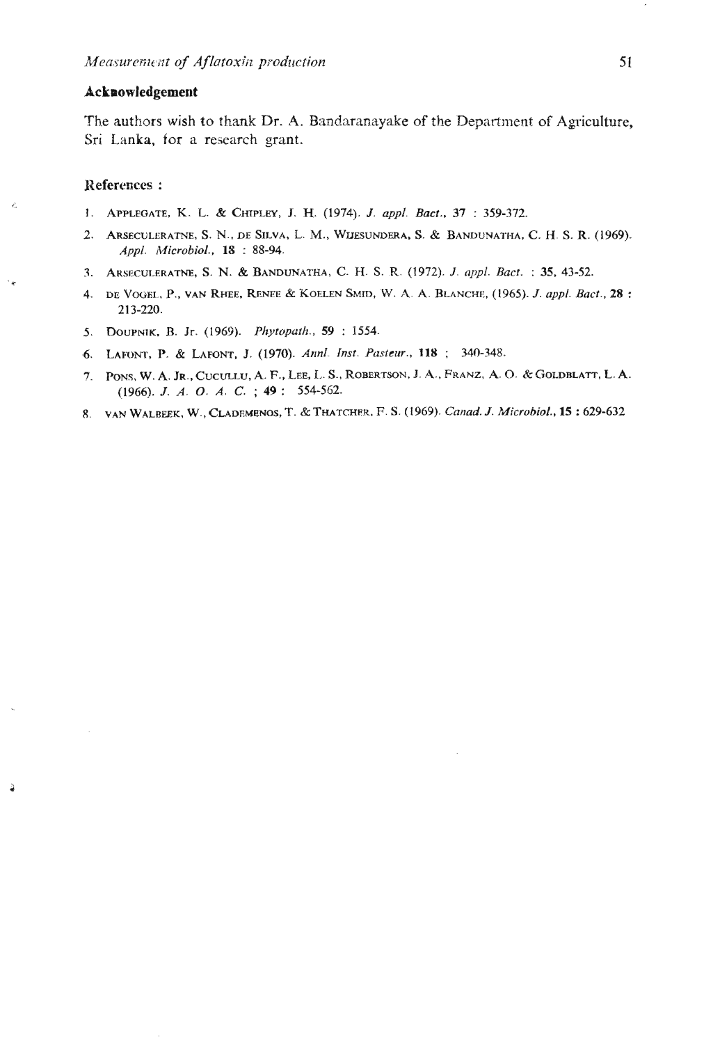## Acknowledgement

The authors wish to thank Dr. A. Bandaranayake of the Department of Agriculture, Sri Lanka, for a research grant.

## References :

1. APPLEGATE, K. L. & CHIPLEY, J. H. (1974). *J. appl. Bact.*, **37** : 359-372.
2. ARSECULERATNE, S. N., DE SILVA, L. M., WIJESUNDERA, S. & BANDUNATHA, C. H. S. R. (1969). *Appl. Microbiol.*, **18** : 88-94.
3. ARSECULERATNE, S. N. & BANDUNATHA, C. H. S. R. (1972). *J. appl. Bact.* : **35**, 43-52.
4. DE VOGEL, P., VAN RHEE, RENEE & KOELEN SMID, W. A. A. BLANCHE, (1965). *J. appl. Bact.*, **28** : 213-220.
5. DOUPNIK, B. Jr. (1969). *Phytopath.*, **59** : 1554.
6. LAFONT, P. & LAFONT, J. (1970). *Annl. Inst. Pasteur.*, **118** ; 340-348.
7. PONS, W. A. JR., CUCULLU, A. F., LEE, L. S., ROBERTSON, J. A., FRANZ, A. O. & GOLDBLATT, L. A. (1966). *J. A. O. A. C.* ; **49** : 554-562.
8. VAN WALBEEK, W., CLADEMENOS, T. & THATCHER, F. S. (1969). *Canad. J. Microbiol.*, **15** : 629-632